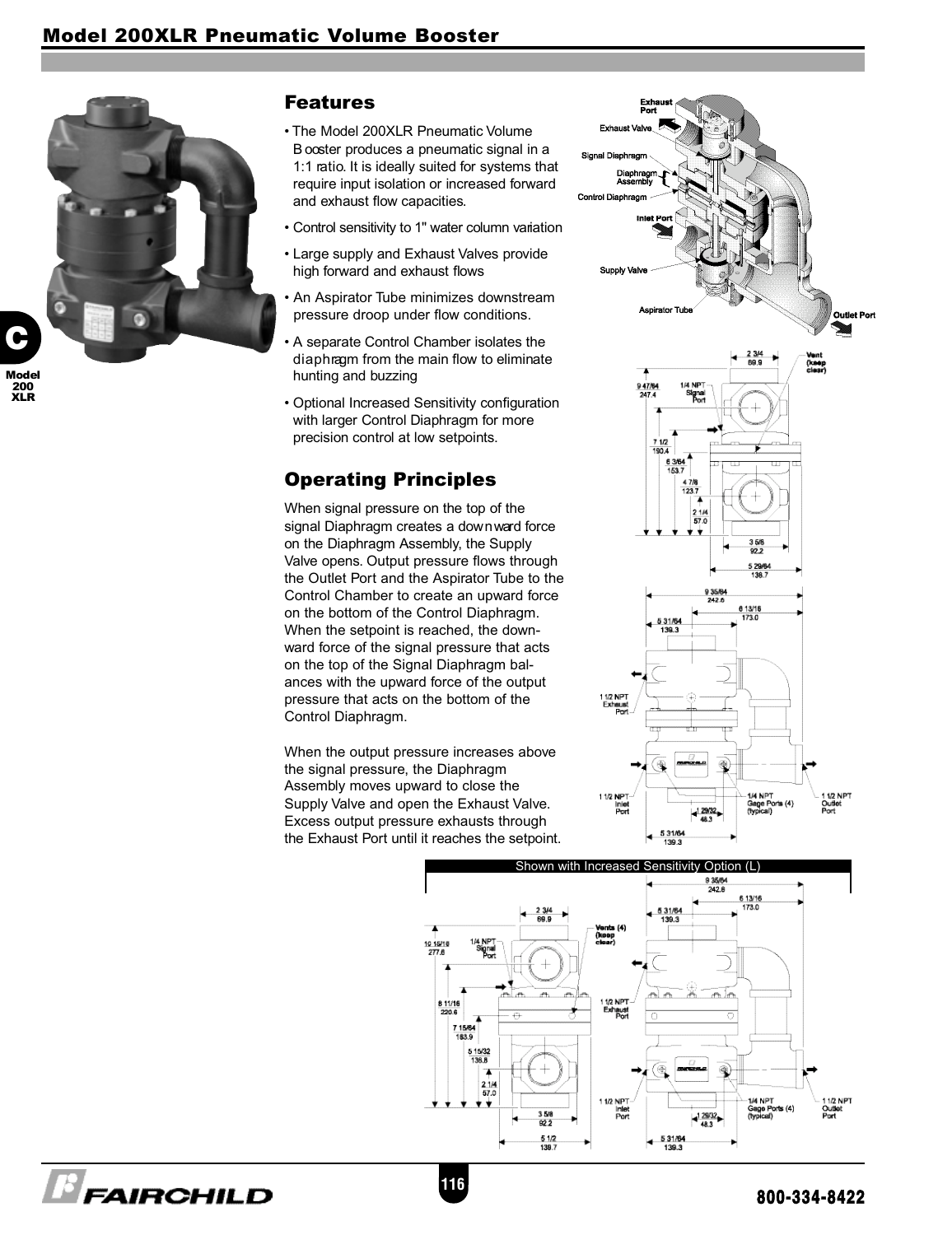# Model 200XLR Pneumatic Volume Booster

## Features

- The Model 200XLR Pneumatic Volume Booster produces a pneumatic signal in a 1:1 ratio. It is ideally suited for systems that require input isolation or increased forward and exhaust flow capacities.
- Control sensitivity to 1" water column variation
- Large supply and Exhaust Valves provide high forward and exhaust flows
- An Aspirator Tube minimizes downstream pressure droop under flow conditions.
- A separate Control Chamber isolates the diaphragm from the main flow to eliminate hunting and buzzing
- Optional Increased Sensitivity configuration with larger Control Diaphragm for more precision control at low setpoints.

## Operating Principles

When signal pressure on the top of the signal Diaphragm creates a downward force on the Diaphragm Assembly, the Supply Valve opens. Output pressure flows through the Outlet Port and the Aspirator Tube to the Control Chamber to create an upward force on the bottom of the Control Diaphragm. When the setpoint is reached, the downward force of the signal pressure that acts on the top of the Signal Diaphragm balances with the upward force of the output pressure that acts on the bottom of the Control Diaphragm.

When the output pressure increases above the signal pressure, the Diaphragm Assembly moves upward to close the Supply Valve and open the Exhaust Valve. Excess output pressure exhausts through the Exhaust Port until it reaches the setpoint.

Shown with Increased Sensitivity Option (L)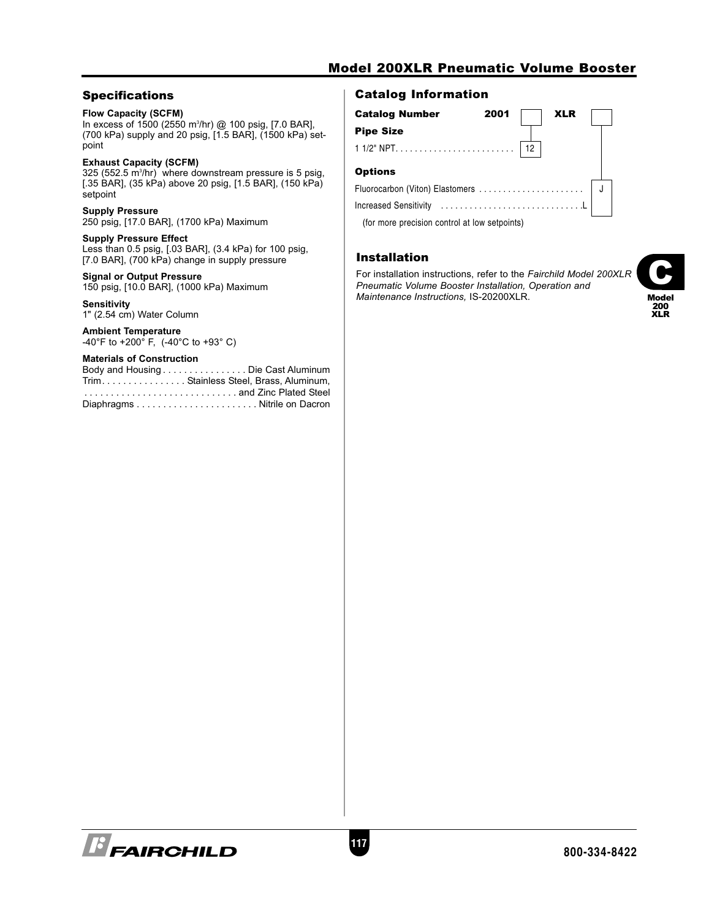## Specifications

**Flow Capacity (SCFM)**
In excess of 1500 (2550 $m^3$/hr) @ 100 psig, [7.0 BAR], (700 kPa) supply and 20 psig, [1.5 BAR], (1500 kPa) setpoint

**Exhaust Capacity (SCFM)**
325 (552.5 $m^3$/hr) where downstream pressure is 5 psig, [.35 BAR], (35 kPa) above 20 psig, [1.5 BAR], (150 kPa) setpoint

**Supply Pressure**
250 psig, [17.0 BAR], (1700 kPa) Maximum

**Supply Pressure Effect**
Less than 0.5 psig, [.03 BAR], (3.4 kPa) for 100 psig, [7.0 BAR], (700 kPa) change in supply pressure

**Signal or Output Pressure**
150 psig, [10.0 BAR], (1000 kPa) Maximum

**Sensitivity**
1" (2.54 cm) Water Column

**Ambient Temperature**
-40°F to +200° F, (-40°C to +93° C)

**Materials of Construction**
Body and Housing . . . . . . . . . . . . . . . . Die Cast Aluminum
Trim . . . . . . . . . . . . . . . . Stainless Steel, Brass, Aluminum, . . . . . . . . . . . . . . . . . . . . . . . . . . . . . and Zinc Plated Steel
Diaphragms . . . . . . . . . . . . . . . . . . . . . . . Nitrile on Dacron

## Catalog Information

**Catalog Number** 2001 ☐ XLR ☐

**Pipe Size**

1 1/2" NPT. . . . . . . . . . . . . . . . . . . . . . . . . 12

**Options**

Fluorocarbon (Viton) Elastomers . . . . . . . . . . . . . . . . . . . . . J

Increased Sensitivity . . . . . . . . . . . . . . . . . . . . . . . . . . . . . L

(for more precision control at low setpoints)

## Installation

For installation instructions, refer to the *Fairchild Model 200XLR Pneumatic Volume Booster Installation, Operation and Maintenance Instructions,* IS-20200XLR.